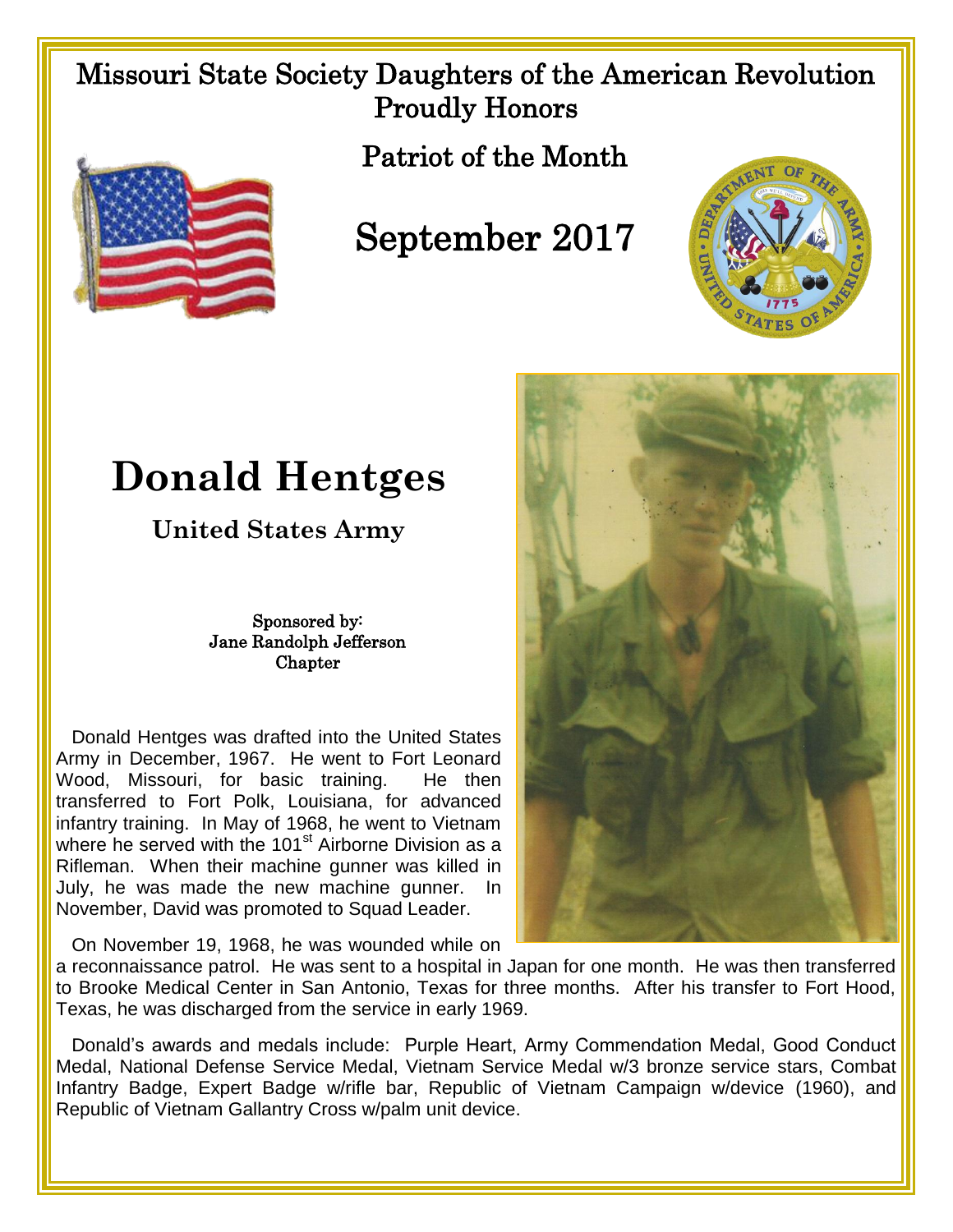Missouri State Society Daughters of the American Revolution
Proudly Honors

Patriot of the Month

# September 2017

# Donald Hentges

## United States Army

Sponsored by:
Jane Randolph Jefferson
Chapter

Donald Hentges was drafted into the United States Army in December, 1967. He went to Fort Leonard Wood, Missouri, for basic training. He then transferred to Fort Polk, Louisiana, for advanced infantry training. In May of 1968, he went to Vietnam where he served with the 101st Airborne Division as a Rifleman. When their machine gunner was killed in July, he was made the new machine gunner. In November, David was promoted to Squad Leader.

On November 19, 1968, he was wounded while on a reconnaissance patrol. He was sent to a hospital in Japan for one month. He was then transferred to Brooke Medical Center in San Antonio, Texas for three months. After his transfer to Fort Hood, Texas, he was discharged from the service in early 1969.

Donald's awards and medals include: Purple Heart, Army Commendation Medal, Good Conduct Medal, National Defense Service Medal, Vietnam Service Medal w/3 bronze service stars, Combat Infantry Badge, Expert Badge w/rifle bar, Republic of Vietnam Campaign w/device (1960), and Republic of Vietnam Gallantry Cross w/palm unit device.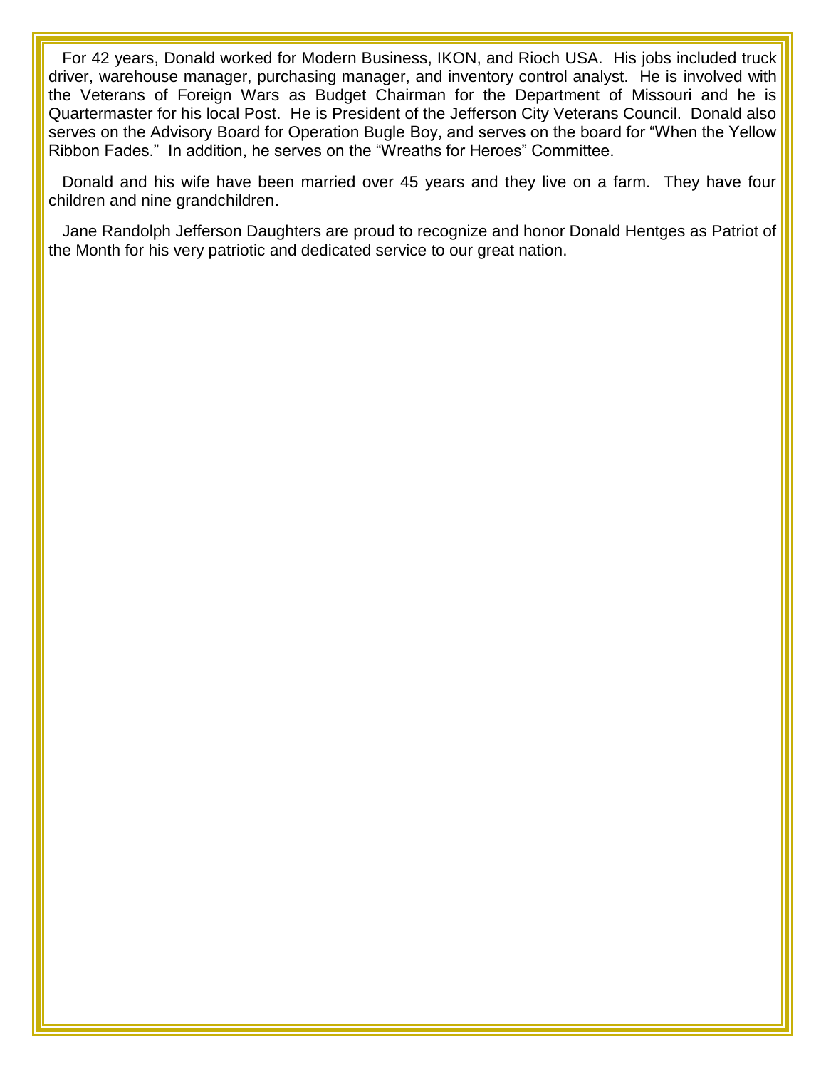For 42 years, Donald worked for Modern Business, IKON, and Rioch USA. His jobs included truck driver, warehouse manager, purchasing manager, and inventory control analyst. He is involved with the Veterans of Foreign Wars as Budget Chairman for the Department of Missouri and he is Quartermaster for his local Post. He is President of the Jefferson City Veterans Council. Donald also serves on the Advisory Board for Operation Bugle Boy, and serves on the board for "When the Yellow Ribbon Fades." In addition, he serves on the "Wreaths for Heroes" Committee.

Donald and his wife have been married over 45 years and they live on a farm. They have four children and nine grandchildren.

Jane Randolph Jefferson Daughters are proud to recognize and honor Donald Hentges as Patriot of the Month for his very patriotic and dedicated service to our great nation.